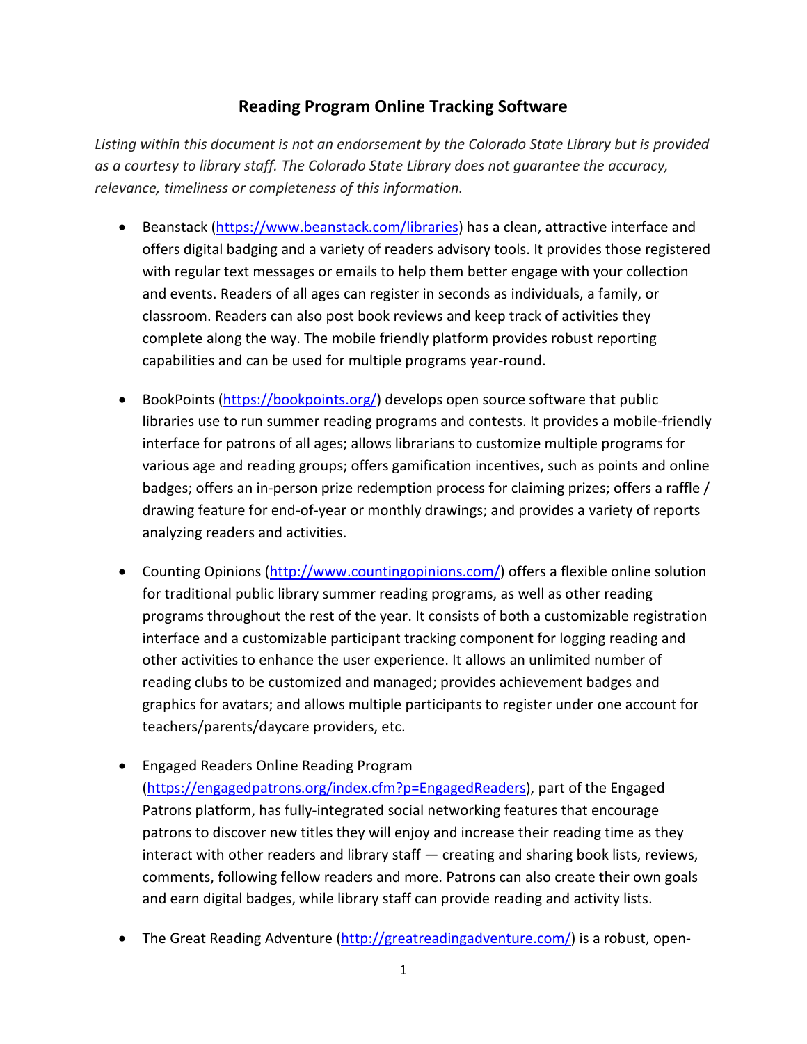# Reading Program Online Tracking Software

*Listing within this document is not an endorsement by the Colorado State Library but is provided as a courtesy to library staff. The Colorado State Library does not guarantee the accuracy, relevance, timeliness or completeness of this information.*

- Beanstack (https://www.beanstack.com/libraries) has a clean, attractive interface and offers digital badging and a variety of readers advisory tools. It provides those registered with regular text messages or emails to help them better engage with your collection and events. Readers of all ages can register in seconds as individuals, a family, or classroom. Readers can also post book reviews and keep track of activities they complete along the way. The mobile friendly platform provides robust reporting capabilities and can be used for multiple programs year-round.

- BookPoints (https://bookpoints.org/) develops open source software that public libraries use to run summer reading programs and contests. It provides a mobile-friendly interface for patrons of all ages; allows librarians to customize multiple programs for various age and reading groups; offers gamification incentives, such as points and online badges; offers an in-person prize redemption process for claiming prizes; offers a raffle / drawing feature for end-of-year or monthly drawings; and provides a variety of reports analyzing readers and activities.

- Counting Opinions (http://www.countingopinions.com/) offers a flexible online solution for traditional public library summer reading programs, as well as other reading programs throughout the rest of the year. It consists of both a customizable registration interface and a customizable participant tracking component for logging reading and other activities to enhance the user experience. It allows an unlimited number of reading clubs to be customized and managed; provides achievement badges and graphics for avatars; and allows multiple participants to register under one account for teachers/parents/daycare providers, etc.

- Engaged Readers Online Reading Program (https://engagedpatrons.org/index.cfm?p=EngagedReaders), part of the Engaged Patrons platform, has fully-integrated social networking features that encourage patrons to discover new titles they will enjoy and increase their reading time as they interact with other readers and library staff — creating and sharing book lists, reviews, comments, following fellow readers and more. Patrons can also create their own goals and earn digital badges, while library staff can provide reading and activity lists.

- The Great Reading Adventure (http://greatreadingadventure.com/) is a robust, open-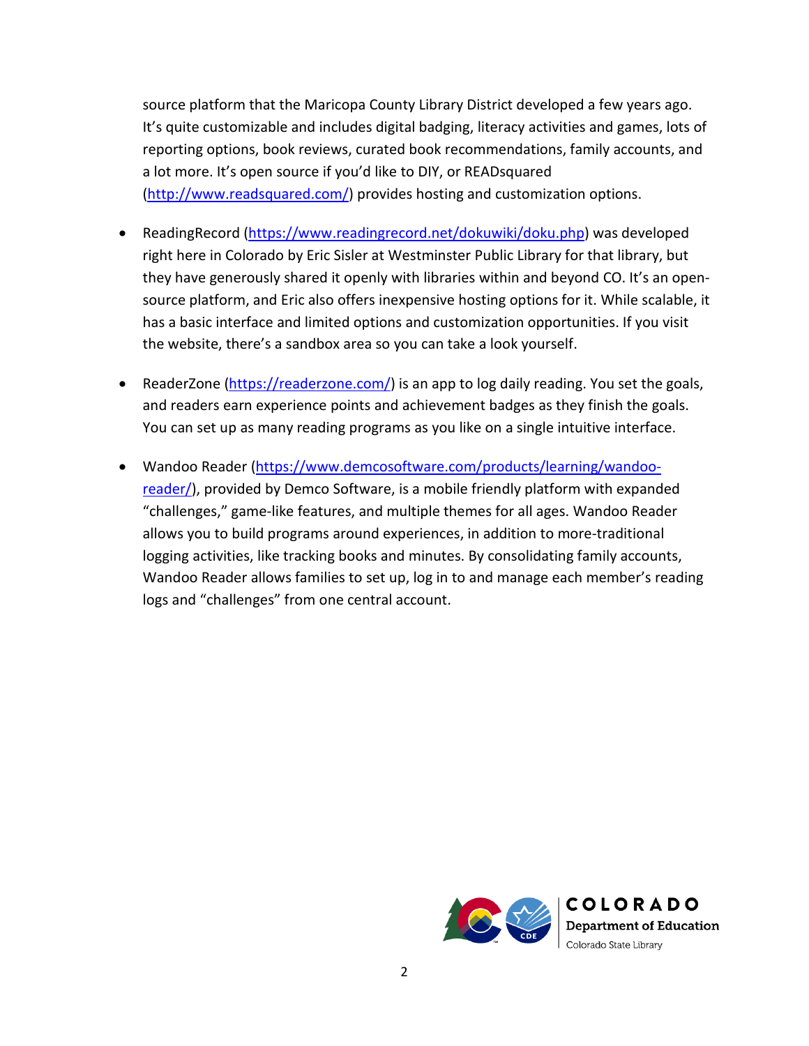source platform that the Maricopa County Library District developed a few years ago. It's quite customizable and includes digital badging, literacy activities and games, lots of reporting options, book reviews, curated book recommendations, family accounts, and a lot more. It's open source if you'd like to DIY, or READsquared (http://www.readsquared.com/) provides hosting and customization options.

- ReadingRecord (https://www.readingrecord.net/dokuwiki/doku.php) was developed right here in Colorado by Eric Sisler at Westminster Public Library for that library, but they have generously shared it openly with libraries within and beyond CO. It's an open-source platform, and Eric also offers inexpensive hosting options for it. While scalable, it has a basic interface and limited options and customization opportunities. If you visit the website, there's a sandbox area so you can take a look yourself.

- ReaderZone (https://readerzone.com/) is an app to log daily reading. You set the goals, and readers earn experience points and achievement badges as they finish the goals. You can set up as many reading programs as you like on a single intuitive interface.

- Wandoo Reader (https://www.demcosoftware.com/products/learning/wandoo-reader/), provided by Demco Software, is a mobile friendly platform with expanded "challenges," game-like features, and multiple themes for all ages. Wandoo Reader allows you to build programs around experiences, in addition to more-traditional logging activities, like tracking books and minutes. By consolidating family accounts, Wandoo Reader allows families to set up, log in to and manage each member's reading logs and "challenges" from one central account.

COLORADO
Department of Education
Colorado State Library